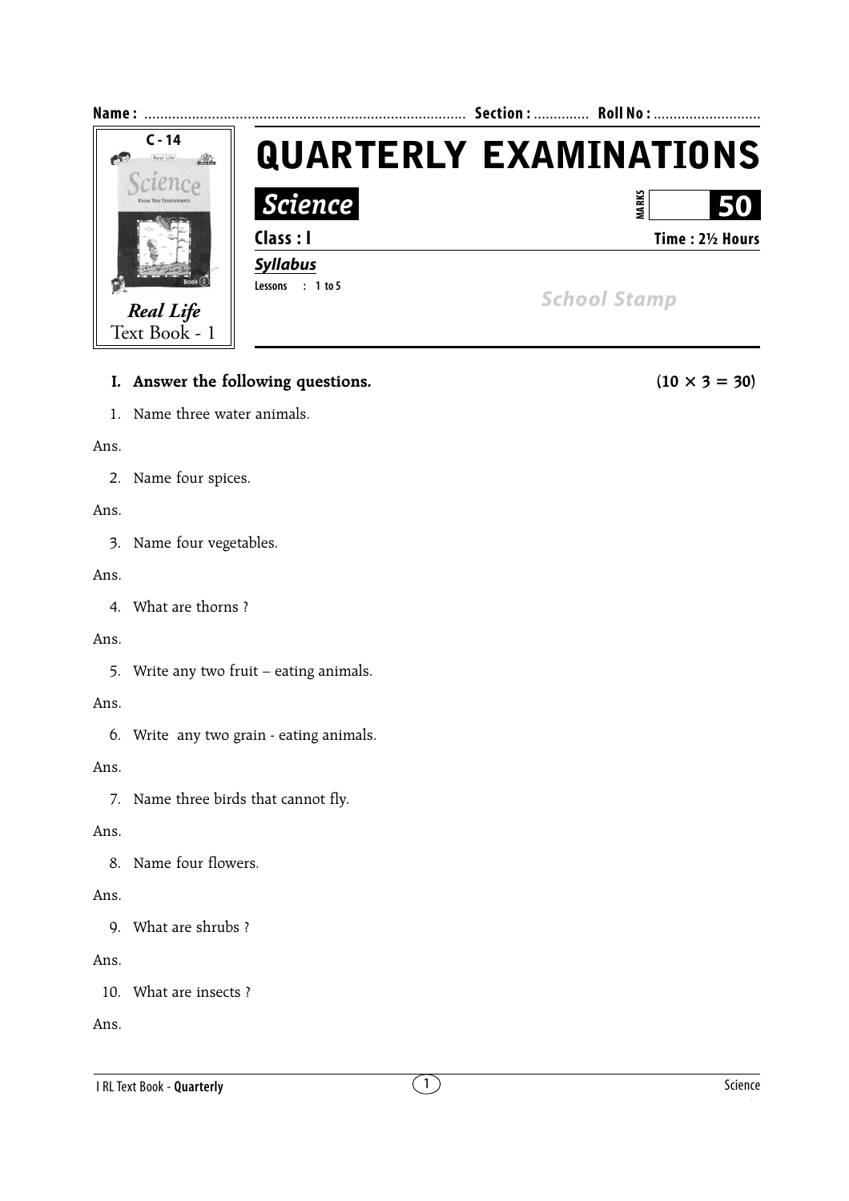**Name :** ................................................................................ **Section :** ............. **Roll No :** ...........................

C - 14

*Real Life*
Text Book - 1

# QUARTERLY EXAMINATIONS

## Science

**MARKS** **50**

**Class : I** **Time : 2½ Hours**

***Syllabus***

**Lessons : 1 to 5**

*School Stamp*

### I. Answer the following questions. (10 × 3 = 30)

1. Name three water animals.

Ans.

2. Name four spices.

Ans.

3. Name four vegetables.

Ans.

4. What are thorns ?

Ans.

5. Write any two fruit – eating animals.

Ans.

6. Write any two grain - eating animals.

Ans.

7. Name three birds that cannot fly.

Ans.

8. Name four flowers.

Ans.

9. What are shrubs ?

Ans.

10. What are insects ?

Ans.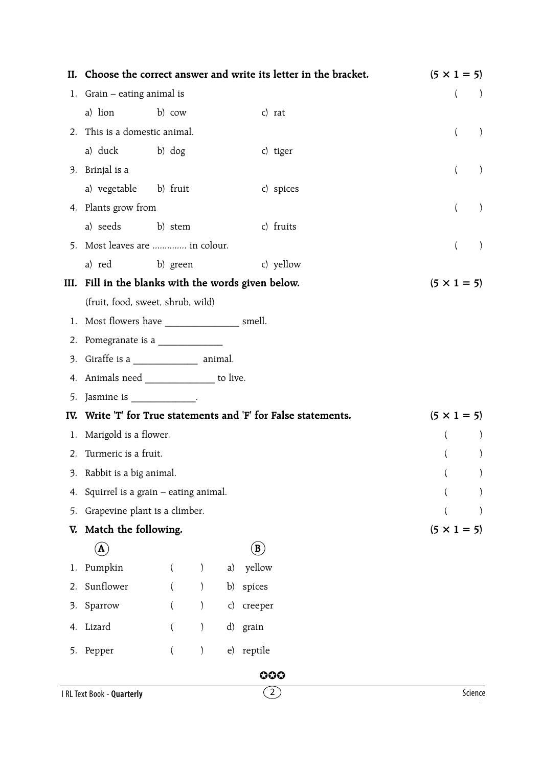## II. Choose the correct answer and write its letter in the bracket. (5 × 1 = 5)

1. Grain – eating animal is ( )

   a) lion b) cow c) rat

2. This is a domestic animal. ( )

   a) duck b) dog c) tiger

3. Brinjal is a ( )

   a) vegetable b) fruit c) spices

4. Plants grow from ( )

   a) seeds b) stem c) fruits

5. Most leaves are ............. in colour. ( )

   a) red b) green c) yellow

## III. Fill in the blanks with the words given below. (5 × 1 = 5)

(fruit, food, sweet, shrub, wild)

1. Most flowers have ______________ smell.
2. Pomegranate is a ____________
3. Giraffe is a ____________ animal.
4. Animals need _____________ to live.
5. Jasmine is ____________.

## IV. Write 'T' for True statements and 'F' for False statements. (5 × 1 = 5)

1. Marigold is a flower. ( )
2. Turmeric is a fruit. ( )
3. Rabbit is a big animal. ( )
4. Squirrel is a grain – eating animal. ( )
5. Grapevine plant is a climber. ( )

## V. Match the following. (5 × 1 = 5)

| A | | B |
|---|---|---|
| 1. Pumpkin | ( ) | a) yellow |
| 2. Sunflower | ( ) | b) spices |
| 3. Sparrow | ( ) | c) creeper |
| 4. Lizard | ( ) | d) grain |
| 5. Pepper | ( ) | e) reptile |